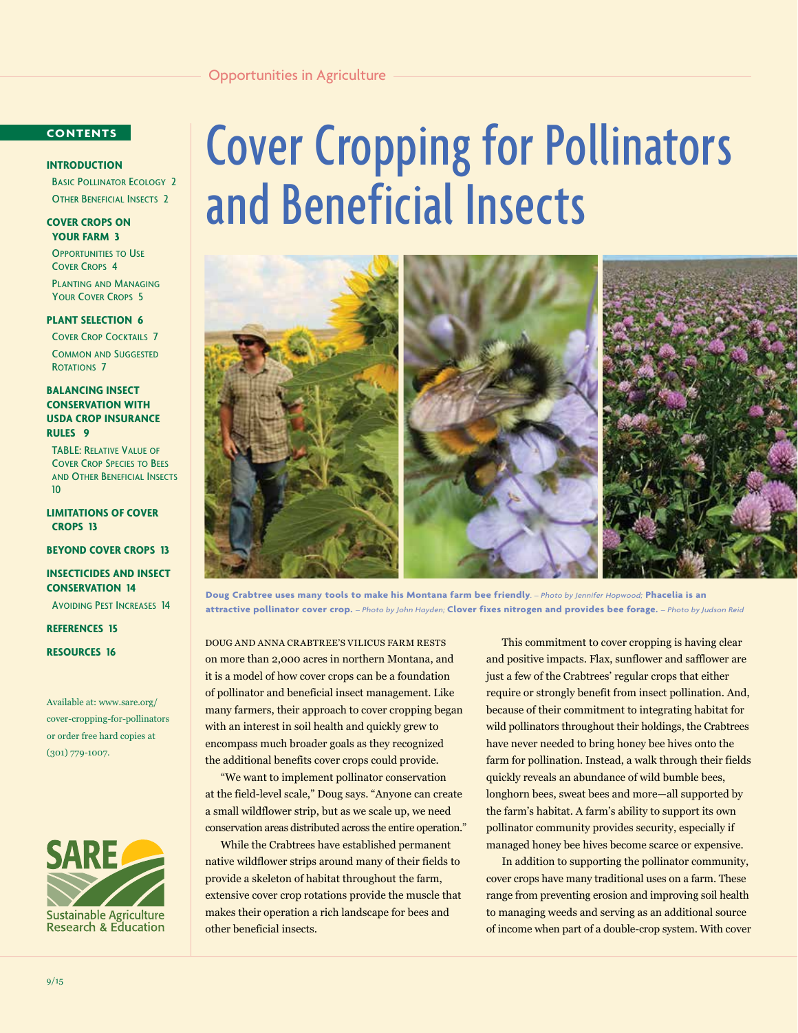Opportunities in Agriculture

# Cover Cropping for Pollinators and Beneficial Insects

**CONTENTS**

**INTRODUCTION**
- Basic Pollinator Ecology 2
- Other Beneficial Insects 2

**COVER CROPS ON YOUR FARM 3**
- Opportunities to Use Cover Crops 4
- Planting and Managing Your Cover Crops 5

**PLANT SELECTION 6**
- Cover Crop Cocktails 7
- Common and Suggested Rotations 7

**BALANCING INSECT CONSERVATION WITH USDA CROP INSURANCE RULES 9**
- TABLE: Relative Value of Cover Crop Species to Bees and Other Beneficial Insects 10

**LIMITATIONS OF COVER CROPS 13**

**BEYOND COVER CROPS 13**

**INSECTICIDES AND INSECT CONSERVATION 14**
- Avoiding Pest Increases 14

**REFERENCES 15**

**RESOURCES 16**

Available at: www.sare.org/cover-cropping-for-pollinators or order free hard copies at (301) 779-1007.

SARE Sustainable Agriculture Research & Education

**Doug Crabtree uses many tools to make his Montana farm bee friendly**. *– Photo by Jennifer Hopwood;* **Phacelia is an attractive pollinator cover crop.** *– Photo by John Hayden;* **Clover fixes nitrogen and provides bee forage.** *– Photo by Judson Reid*

DOUG AND ANNA CRABTREE'S VILICUS FARM RESTS on more than 2,000 acres in northern Montana, and it is a model of how cover crops can be a foundation of pollinator and beneficial insect management. Like many farmers, their approach to cover cropping began with an interest in soil health and quickly grew to encompass much broader goals as they recognized the additional benefits cover crops could provide.

"We want to implement pollinator conservation at the field-level scale," Doug says. "Anyone can create a small wildflower strip, but as we scale up, we need conservation areas distributed across the entire operation."

While the Crabtrees have established permanent native wildflower strips around many of their fields to provide a skeleton of habitat throughout the farm, extensive cover crop rotations provide the muscle that makes their operation a rich landscape for bees and other beneficial insects.

This commitment to cover cropping is having clear and positive impacts. Flax, sunflower and safflower are just a few of the Crabtrees' regular crops that either require or strongly benefit from insect pollination. And, because of their commitment to integrating habitat for wild pollinators throughout their holdings, the Crabtrees have never needed to bring honey bee hives onto the farm for pollination. Instead, a walk through their fields quickly reveals an abundance of wild bumble bees, longhorn bees, sweat bees and more—all supported by the farm's habitat. A farm's ability to support its own pollinator community provides security, especially if managed honey bee hives become scarce or expensive.

In addition to supporting the pollinator community, cover crops have many traditional uses on a farm. These range from preventing erosion and improving soil health to managing weeds and serving as an additional source of income when part of a double-crop system. With cover

9/15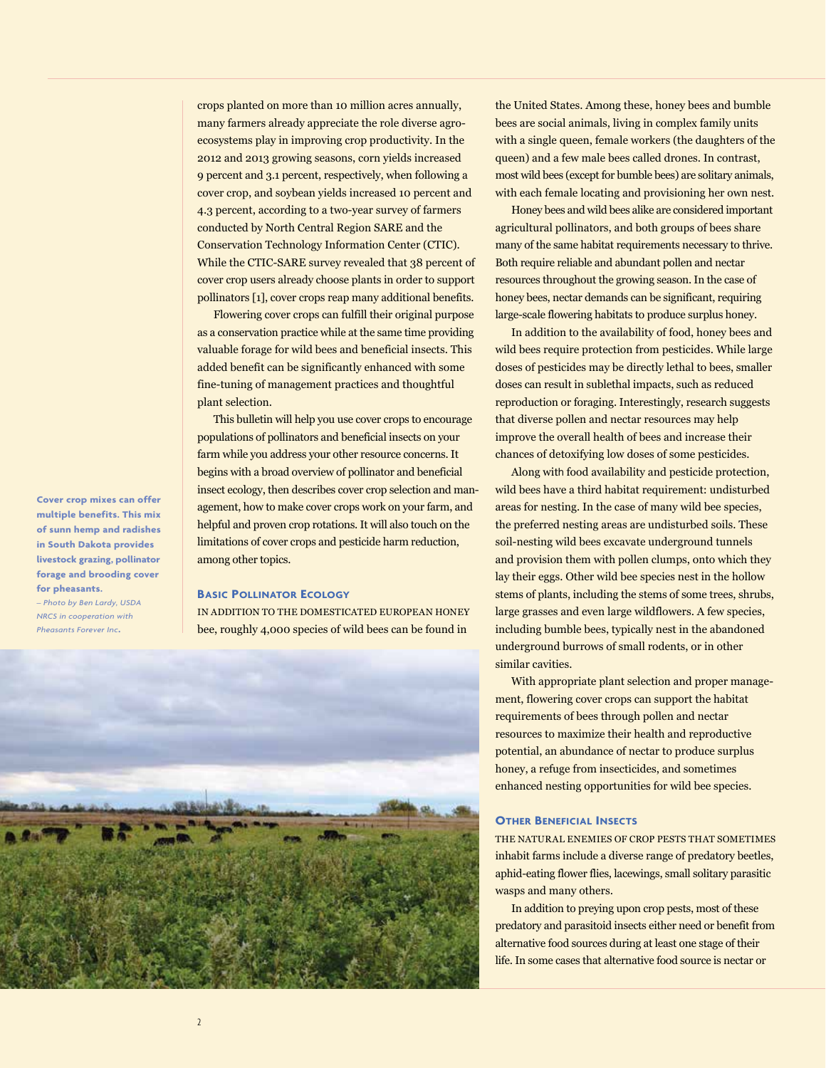crops planted on more than 10 million acres annually, many farmers already appreciate the role diverse agro-ecosystems play in improving crop productivity. In the 2012 and 2013 growing seasons, corn yields increased 9 percent and 3.1 percent, respectively, when following a cover crop, and soybean yields increased 10 percent and 4.3 percent, according to a two-year survey of farmers conducted by North Central Region SARE and the Conservation Technology Information Center (CTIC). While the CTIC-SARE survey revealed that 38 percent of cover crop users already choose plants in order to support pollinators [1], cover crops reap many additional benefits.

Flowering cover crops can fulfill their original purpose as a conservation practice while at the same time providing valuable forage for wild bees and beneficial insects. This added benefit can be significantly enhanced with some fine-tuning of management practices and thoughtful plant selection.

This bulletin will help you use cover crops to encourage populations of pollinators and beneficial insects on your farm while you address your other resource concerns. It begins with a broad overview of pollinator and beneficial insect ecology, then describes cover crop selection and management, how to make cover crops work on your farm, and helpful and proven crop rotations. It will also touch on the limitations of cover crops and pesticide harm reduction, among other topics.

**Cover crop mixes can offer multiple benefits. This mix of sunn hemp and radishes in South Dakota provides livestock grazing, pollinator forage and brooding cover for pheasants.**
*– Photo by Ben Lardy, USDA NRCS in cooperation with Pheasants Forever Inc.*

## Basic Pollinator Ecology

In addition to the domesticated European honey bee, roughly 4,000 species of wild bees can be found in the United States. Among these, honey bees and bumble bees are social animals, living in complex family units with a single queen, female workers (the daughters of the queen) and a few male bees called drones. In contrast, most wild bees (except for bumble bees) are solitary animals, with each female locating and provisioning her own nest.

Honey bees and wild bees alike are considered important agricultural pollinators, and both groups of bees share many of the same habitat requirements necessary to thrive. Both require reliable and abundant pollen and nectar resources throughout the growing season. In the case of honey bees, nectar demands can be significant, requiring large-scale flowering habitats to produce surplus honey.

In addition to the availability of food, honey bees and wild bees require protection from pesticides. While large doses of pesticides may be directly lethal to bees, smaller doses can result in sublethal impacts, such as reduced reproduction or foraging. Interestingly, research suggests that diverse pollen and nectar resources may help improve the overall health of bees and increase their chances of detoxifying low doses of some pesticides.

Along with food availability and pesticide protection, wild bees have a third habitat requirement: undisturbed areas for nesting. In the case of many wild bee species, the preferred nesting areas are undisturbed soils. These soil-nesting wild bees excavate underground tunnels and provision them with pollen clumps, onto which they lay their eggs. Other wild bee species nest in the hollow stems of plants, including the stems of some trees, shrubs, large grasses and even large wildflowers. A few species, including bumble bees, typically nest in the abandoned underground burrows of small rodents, or in other similar cavities.

With appropriate plant selection and proper management, flowering cover crops can support the habitat requirements of bees through pollen and nectar resources to maximize their health and reproductive potential, an abundance of nectar to produce surplus honey, a refuge from insecticides, and sometimes enhanced nesting opportunities for wild bee species.

## Other Beneficial Insects

The natural enemies of crop pests that sometimes inhabit farms include a diverse range of predatory beetles, aphid-eating flower flies, lacewings, small solitary parasitic wasps and many others.

In addition to preying upon crop pests, most of these predatory and parasitoid insects either need or benefit from alternative food sources during at least one stage of their life. In some cases that alternative food source is nectar or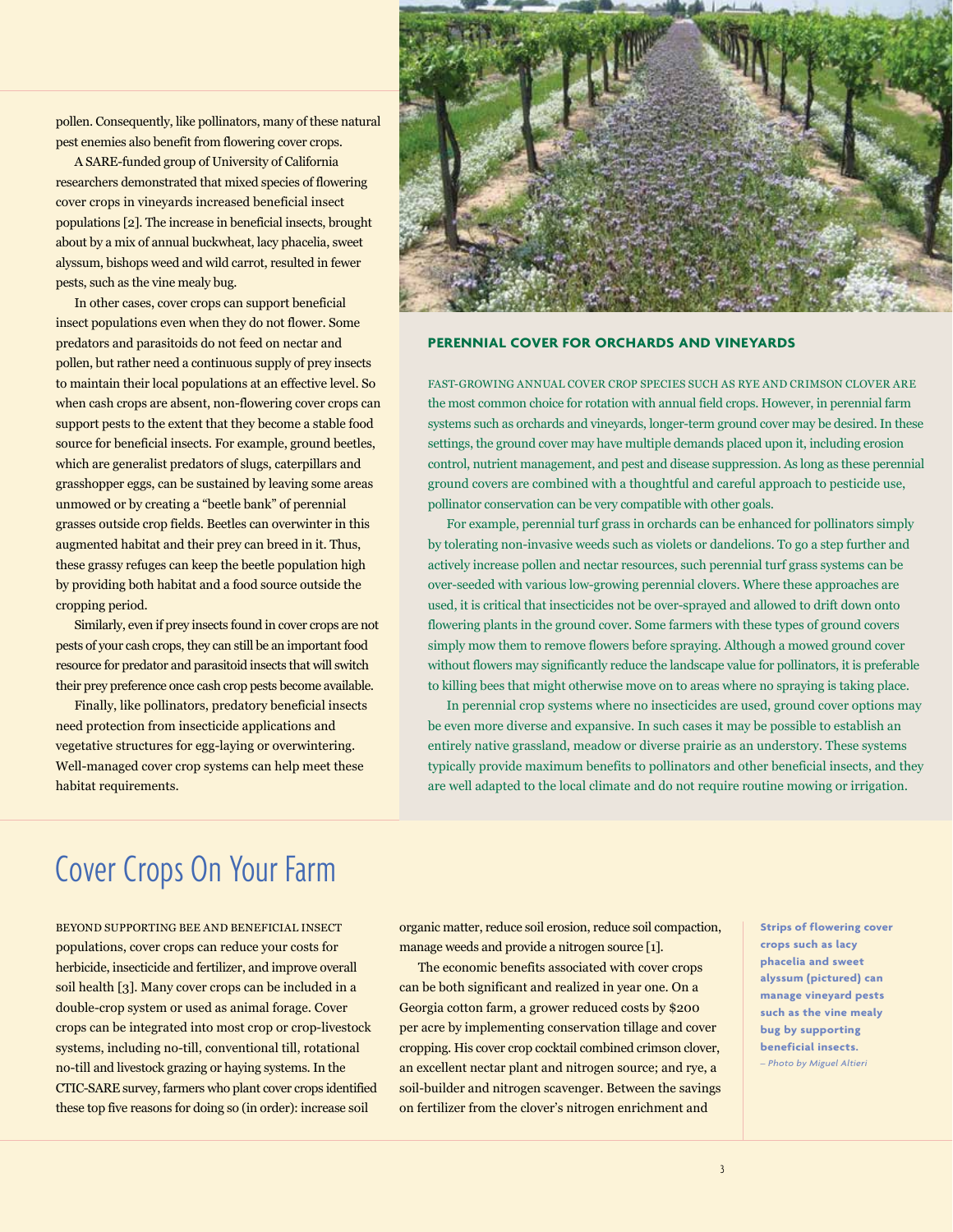pollen. Consequently, like pollinators, many of these natural pest enemies also benefit from flowering cover crops.

A SARE-funded group of University of California researchers demonstrated that mixed species of flowering cover crops in vineyards increased beneficial insect populations [2]. The increase in beneficial insects, brought about by a mix of annual buckwheat, lacy phacelia, sweet alyssum, bishops weed and wild carrot, resulted in fewer pests, such as the vine mealy bug.

In other cases, cover crops can support beneficial insect populations even when they do not flower. Some predators and parasitoids do not feed on nectar and pollen, but rather need a continuous supply of prey insects to maintain their local populations at an effective level. So when cash crops are absent, non-flowering cover crops can support pests to the extent that they become a stable food source for beneficial insects. For example, ground beetles, which are generalist predators of slugs, caterpillars and grasshopper eggs, can be sustained by leaving some areas unmowed or by creating a "beetle bank" of perennial grasses outside crop fields. Beetles can overwinter in this augmented habitat and their prey can breed in it. Thus, these grassy refuges can keep the beetle population high by providing both habitat and a food source outside the cropping period.

Similarly, even if prey insects found in cover crops are not pests of your cash crops, they can still be an important food resource for predator and parasitoid insects that will switch their prey preference once cash crop pests become available.

Finally, like pollinators, predatory beneficial insects need protection from insecticide applications and vegetative structures for egg-laying or overwintering. Well-managed cover crop systems can help meet these habitat requirements.

### PERENNIAL COVER FOR ORCHARDS AND VINEYARDS

FAST-GROWING ANNUAL COVER CROP SPECIES SUCH AS RYE AND CRIMSON CLOVER ARE the most common choice for rotation with annual field crops. However, in perennial farm systems such as orchards and vineyards, longer-term ground cover may be desired. In these settings, the ground cover may have multiple demands placed upon it, including erosion control, nutrient management, and pest and disease suppression. As long as these perennial ground covers are combined with a thoughtful and careful approach to pesticide use, pollinator conservation can be very compatible with other goals.

For example, perennial turf grass in orchards can be enhanced for pollinators simply by tolerating non-invasive weeds such as violets or dandelions. To go a step further and actively increase pollen and nectar resources, such perennial turf grass systems can be over-seeded with various low-growing perennial clovers. Where these approaches are used, it is critical that insecticides not be over-sprayed and allowed to drift down onto flowering plants in the ground cover. Some farmers with these types of ground covers simply mow them to remove flowers before spraying. Although a mowed ground cover without flowers may significantly reduce the landscape value for pollinators, it is preferable to killing bees that might otherwise move on to areas where no spraying is taking place.

In perennial crop systems where no insecticides are used, ground cover options may be even more diverse and expansive. In such cases it may be possible to establish an entirely native grassland, meadow or diverse prairie as an understory. These systems typically provide maximum benefits to pollinators and other beneficial insects, and they are well adapted to the local climate and do not require routine mowing or irrigation.

## Cover Crops On Your Farm

BEYOND SUPPORTING BEE AND BENEFICIAL INSECT populations, cover crops can reduce your costs for herbicide, insecticide and fertilizer, and improve overall soil health [3]. Many cover crops can be included in a double-crop system or used as animal forage. Cover crops can be integrated into most crop or crop-livestock systems, including no-till, conventional till, rotational no-till and livestock grazing or haying systems. In the CTIC-SARE survey, farmers who plant cover crops identified these top five reasons for doing so (in order): increase soil organic matter, reduce soil erosion, reduce soil compaction, manage weeds and provide a nitrogen source [1].

The economic benefits associated with cover crops can be both significant and realized in year one. On a Georgia cotton farm, a grower reduced costs by $200 per acre by implementing conservation tillage and cover cropping. His cover crop cocktail combined crimson clover, an excellent nectar plant and nitrogen source; and rye, a soil-builder and nitrogen scavenger. Between the savings on fertilizer from the clover's nitrogen enrichment and

**Strips of flowering cover crops such as lacy phacelia and sweet alyssum (pictured) can manage vineyard pests such as the vine mealy bug by supporting beneficial insects.**
*– Photo by Miguel Altieri*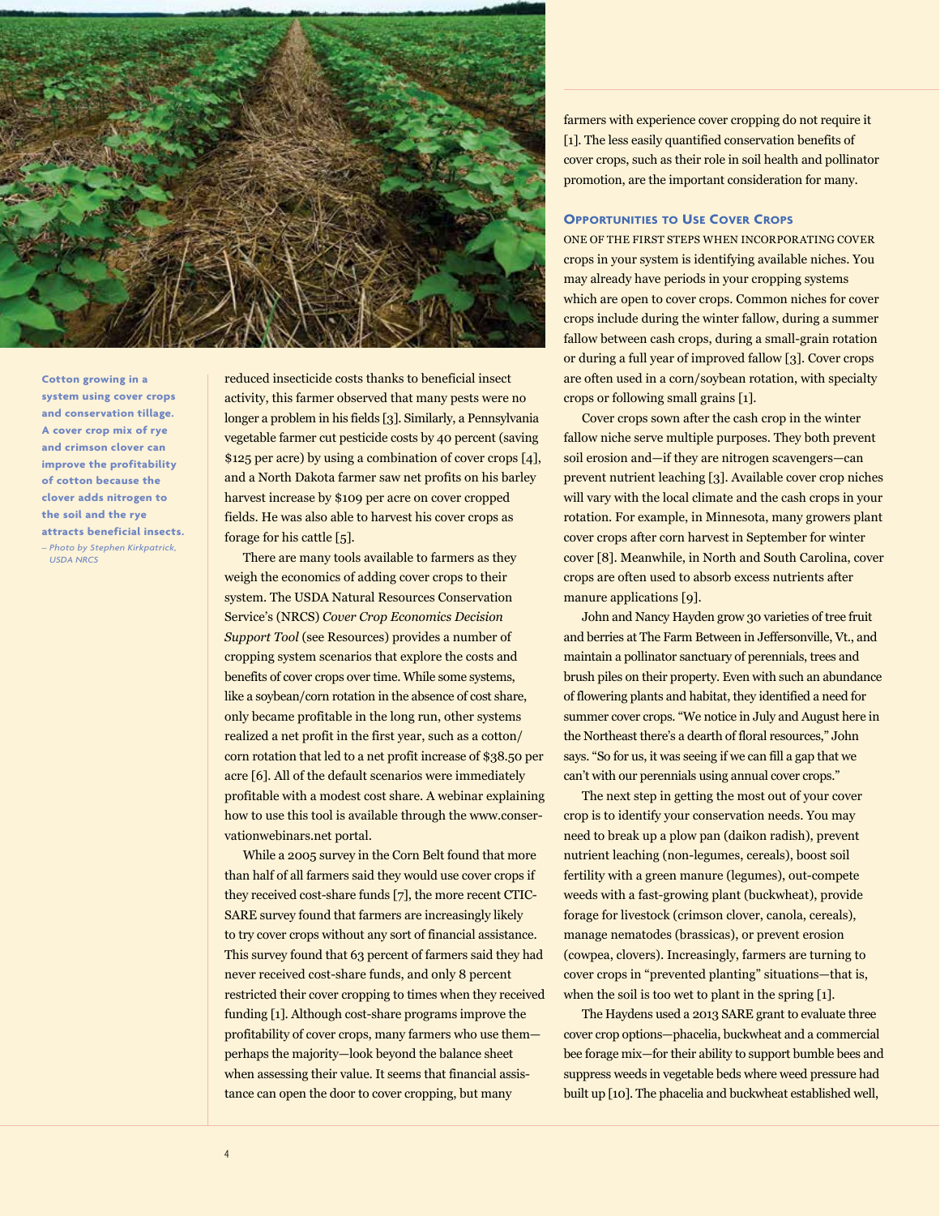Cotton growing in a system using cover crops and conservation tillage. A cover crop mix of rye and crimson clover can improve the profitability of cotton because the clover adds nitrogen to the soil and the rye attracts beneficial insects.
*– Photo by Stephen Kirkpatrick, USDA NRCS*

reduced insecticide costs thanks to beneficial insect activity, this farmer observed that many pests were no longer a problem in his fields [3]. Similarly, a Pennsylvania vegetable farmer cut pesticide costs by 40 percent (saving $125 per acre) by using a combination of cover crops [4], and a North Dakota farmer saw net profits on his barley harvest increase by $109 per acre on cover cropped fields. He was also able to harvest his cover crops as forage for his cattle [5].

There are many tools available to farmers as they weigh the economics of adding cover crops to their system. The USDA Natural Resources Conservation Service's (NRCS) *Cover Crop Economics Decision Support Tool* (see Resources) provides a number of cropping system scenarios that explore the costs and benefits of cover crops over time. While some systems, like a soybean/corn rotation in the absence of cost share, only became profitable in the long run, other systems realized a net profit in the first year, such as a cotton/corn rotation that led to a net profit increase of $38.50 per acre [6]. All of the default scenarios were immediately profitable with a modest cost share. A webinar explaining how to use this tool is available through the www.conservationwebinars.net portal.

While a 2005 survey in the Corn Belt found that more than half of all farmers said they would use cover crops if they received cost-share funds [7], the more recent CTIC-SARE survey found that farmers are increasingly likely to try cover crops without any sort of financial assistance. This survey found that 63 percent of farmers said they had never received cost-share funds, and only 8 percent restricted their cover cropping to times when they received funding [1]. Although cost-share programs improve the profitability of cover crops, many farmers who use them—perhaps the majority—look beyond the balance sheet when assessing their value. It seems that financial assistance can open the door to cover cropping, but many farmers with experience cover cropping do not require it [1]. The less easily quantified conservation benefits of cover crops, such as their role in soil health and pollinator promotion, are the important consideration for many.

### Opportunities to Use Cover Crops

One of the first steps when incorporating cover crops in your system is identifying available niches. You may already have periods in your cropping systems which are open to cover crops. Common niches for cover crops include during the winter fallow, during a summer fallow between cash crops, during a small-grain rotation or during a full year of improved fallow [3]. Cover crops are often used in a corn/soybean rotation, with specialty crops or following small grains [1].

Cover crops sown after the cash crop in the winter fallow niche serve multiple purposes. They both prevent soil erosion and—if they are nitrogen scavengers—can prevent nutrient leaching [3]. Available cover crop niches will vary with the local climate and the cash crops in your rotation. For example, in Minnesota, many growers plant cover crops after corn harvest in September for winter cover [8]. Meanwhile, in North and South Carolina, cover crops are often used to absorb excess nutrients after manure applications [9].

John and Nancy Hayden grow 30 varieties of tree fruit and berries at The Farm Between in Jeffersonville, Vt., and maintain a pollinator sanctuary of perennials, trees and brush piles on their property. Even with such an abundance of flowering plants and habitat, they identified a need for summer cover crops. "We notice in July and August here in the Northeast there's a dearth of floral resources," John says. "So for us, it was seeing if we can fill a gap that we can't with our perennials using annual cover crops."

The next step in getting the most out of your cover crop is to identify your conservation needs. You may need to break up a plow pan (daikon radish), prevent nutrient leaching (non-legumes, cereals), boost soil fertility with a green manure (legumes), out-compete weeds with a fast-growing plant (buckwheat), provide forage for livestock (crimson clover, canola, cereals), manage nematodes (brassicas), or prevent erosion (cowpea, clovers). Increasingly, farmers are turning to cover crops in "prevented planting" situations—that is, when the soil is too wet to plant in the spring [1].

The Haydens used a 2013 SARE grant to evaluate three cover crop options—phacelia, buckwheat and a commercial bee forage mix—for their ability to support bumble bees and suppress weeds in vegetable beds where weed pressure had built up [10]. The phacelia and buckwheat established well,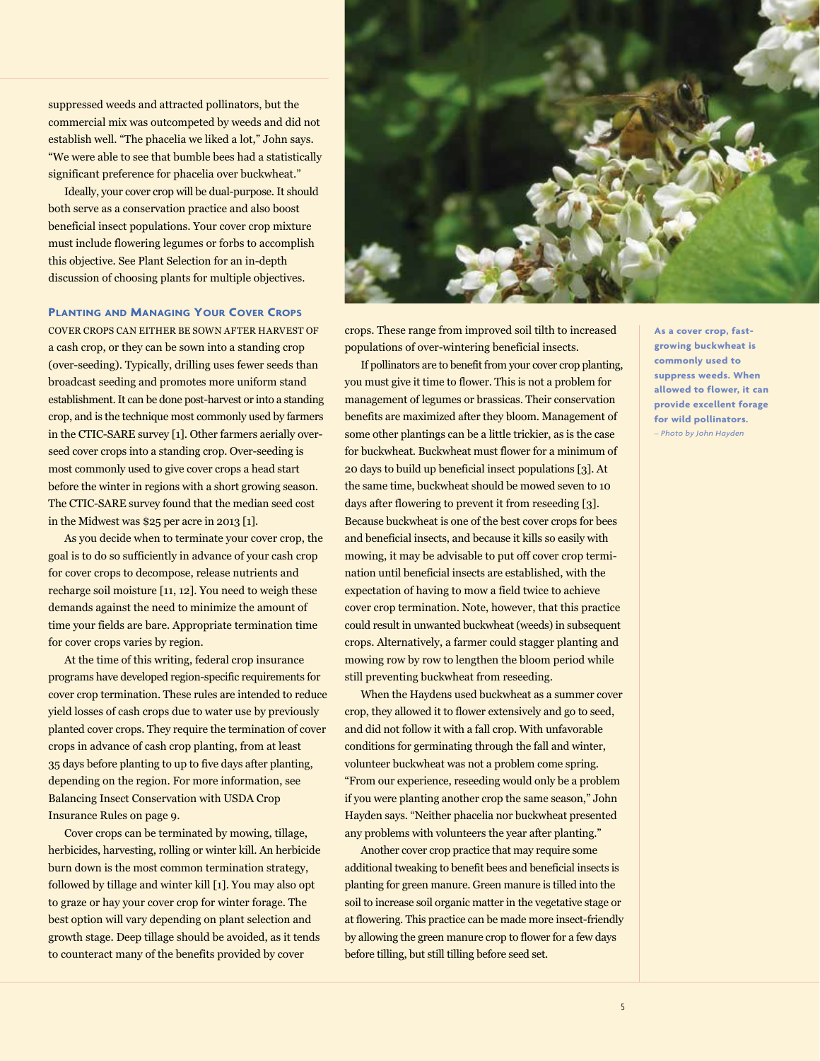suppressed weeds and attracted pollinators, but the commercial mix was outcompeted by weeds and did not establish well. "The phacelia we liked a lot," John says. "We were able to see that bumble bees had a statistically significant preference for phacelia over buckwheat."

Ideally, your cover crop will be dual-purpose. It should both serve as a conservation practice and also boost beneficial insect populations. Your cover crop mixture must include flowering legumes or forbs to accomplish this objective. See Plant Selection for an in-depth discussion of choosing plants for multiple objectives.

### Planting and Managing Your Cover Crops

Cover crops can either be sown after harvest of a cash crop, or they can be sown into a standing crop (over-seeding). Typically, drilling uses fewer seeds than broadcast seeding and promotes more uniform stand establishment. It can be done post-harvest or into a standing crop, and is the technique most commonly used by farmers in the CTIC-SARE survey [1]. Other farmers aerially over-seed cover crops into a standing crop. Over-seeding is most commonly used to give cover crops a head start before the winter in regions with a short growing season. The CTIC-SARE survey found that the median seed cost in the Midwest was $25 per acre in 2013 [1].

As you decide when to terminate your cover crop, the goal is to do so sufficiently in advance of your cash crop for cover crops to decompose, release nutrients and recharge soil moisture [11, 12]. You need to weigh these demands against the need to minimize the amount of time your fields are bare. Appropriate termination time for cover crops varies by region.

At the time of this writing, federal crop insurance programs have developed region-specific requirements for cover crop termination. These rules are intended to reduce yield losses of cash crops due to water use by previously planted cover crops. They require the termination of cover crops in advance of cash crop planting, from at least 35 days before planting to up to five days after planting, depending on the region. For more information, see Balancing Insect Conservation with USDA Crop Insurance Rules on page 9.

Cover crops can be terminated by mowing, tillage, herbicides, harvesting, rolling or winter kill. An herbicide burn down is the most common termination strategy, followed by tillage and winter kill [1]. You may also opt to graze or hay your cover crop for winter forage. The best option will vary depending on plant selection and growth stage. Deep tillage should be avoided, as it tends to counteract many of the benefits provided by cover crops. These range from improved soil tilth to increased populations of over-wintering beneficial insects.

If pollinators are to benefit from your cover crop planting, you must give it time to flower. This is not a problem for management of legumes or brassicas. Their conservation benefits are maximized after they bloom. Management of some other plantings can be a little trickier, as is the case for buckwheat. Buckwheat must flower for a minimum of 20 days to build up beneficial insect populations [3]. At the same time, buckwheat should be mowed seven to 10 days after flowering to prevent it from reseeding [3]. Because buckwheat is one of the best cover crops for bees and beneficial insects, and because it kills so easily with mowing, it may be advisable to put off cover crop termination until beneficial insects are established, with the expectation of having to mow a field twice to achieve cover crop termination. Note, however, that this practice could result in unwanted buckwheat (weeds) in subsequent crops. Alternatively, a farmer could stagger planting and mowing row by row to lengthen the bloom period while still preventing buckwheat from reseeding.

When the Haydens used buckwheat as a summer cover crop, they allowed it to flower extensively and go to seed, and did not follow it with a fall crop. With unfavorable conditions for germinating through the fall and winter, volunteer buckwheat was not a problem come spring. "From our experience, reseeding would only be a problem if you were planting another crop the same season," John Hayden says. "Neither phacelia nor buckwheat presented any problems with volunteers the year after planting."

Another cover crop practice that may require some additional tweaking to benefit bees and beneficial insects is planting for green manure. Green manure is tilled into the soil to increase soil organic matter in the vegetative stage or at flowering. This practice can be made more insect-friendly by allowing the green manure crop to flower for a few days before tilling, but still tilling before seed set.

**As a cover crop, fast-growing buckwheat is commonly used to suppress weeds. When allowed to flower, it can provide excellent forage for wild pollinators.** *– Photo by John Hayden*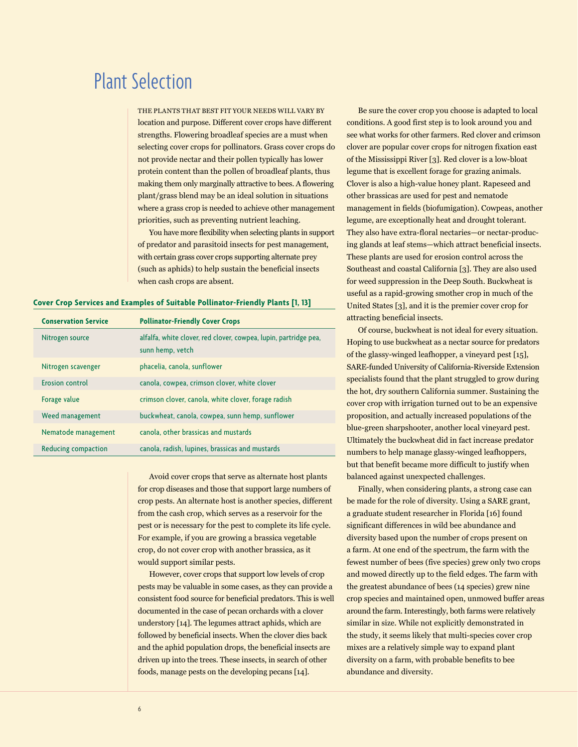# Plant Selection

THE PLANTS THAT BEST FIT YOUR NEEDS WILL VARY BY location and purpose. Different cover crops have different strengths. Flowering broadleaf species are a must when selecting cover crops for pollinators. Grass cover crops do not provide nectar and their pollen typically has lower protein content than the pollen of broadleaf plants, thus making them only marginally attractive to bees. A flowering plant/grass blend may be an ideal solution in situations where a grass crop is needed to achieve other management priorities, such as preventing nutrient leaching.

You have more flexibility when selecting plants in support of predator and parasitoid insects for pest management, with certain grass cover crops supporting alternate prey (such as aphids) to help sustain the beneficial insects when cash crops are absent.

**Cover Crop Services and Examples of Suitable Pollinator-Friendly Plants [1, 13]**

| Conservation Service | Pollinator-Friendly Cover Crops |
|---|---|
| Nitrogen source | alfalfa, white clover, red clover, cowpea, lupin, partridge pea, sunn hemp, vetch |
| Nitrogen scavenger | phacelia, canola, sunflower |
| Erosion control | canola, cowpea, crimson clover, white clover |
| Forage value | crimson clover, canola, white clover, forage radish |
| Weed management | buckwheat, canola, cowpea, sunn hemp, sunflower |
| Nematode management | canola, other brassicas and mustards |
| Reducing compaction | canola, radish, lupines, brassicas and mustards |

Avoid cover crops that serve as alternate host plants for crop diseases and those that support large numbers of crop pests. An alternate host is another species, different from the cash crop, which serves as a reservoir for the pest or is necessary for the pest to complete its life cycle. For example, if you are growing a brassica vegetable crop, do not cover crop with another brassica, as it would support similar pests.

However, cover crops that support low levels of crop pests may be valuable in some cases, as they can provide a consistent food source for beneficial predators. This is well documented in the case of pecan orchards with a clover understory [14]. The legumes attract aphids, which are followed by beneficial insects. When the clover dies back and the aphid population drops, the beneficial insects are driven up into the trees. These insects, in search of other foods, manage pests on the developing pecans [14].

Be sure the cover crop you choose is adapted to local conditions. A good first step is to look around you and see what works for other farmers. Red clover and crimson clover are popular cover crops for nitrogen fixation east of the Mississippi River [3]. Red clover is a low-bloat legume that is excellent forage for grazing animals. Clover is also a high-value honey plant. Rapeseed and other brassicas are used for pest and nematode management in fields (biofumigation). Cowpeas, another legume, are exceptionally heat and drought tolerant. They also have extra-floral nectaries—or nectar-producing glands at leaf stems—which attract beneficial insects. These plants are used for erosion control across the Southeast and coastal California [3]. They are also used for weed suppression in the Deep South. Buckwheat is useful as a rapid-growing smother crop in much of the United States [3], and it is the premier cover crop for attracting beneficial insects.

Of course, buckwheat is not ideal for every situation. Hoping to use buckwheat as a nectar source for predators of the glassy-winged leafhopper, a vineyard pest [15], SARE-funded University of California-Riverside Extension specialists found that the plant struggled to grow during the hot, dry southern California summer. Sustaining the cover crop with irrigation turned out to be an expensive proposition, and actually increased populations of the blue-green sharpshooter, another local vineyard pest. Ultimately the buckwheat did in fact increase predator numbers to help manage glassy-winged leafhoppers, but that benefit became more difficult to justify when balanced against unexpected challenges.

Finally, when considering plants, a strong case can be made for the role of diversity. Using a SARE grant, a graduate student researcher in Florida [16] found significant differences in wild bee abundance and diversity based upon the number of crops present on a farm. At one end of the spectrum, the farm with the fewest number of bees (five species) grew only two crops and mowed directly up to the field edges. The farm with the greatest abundance of bees (14 species) grew nine crop species and maintained open, unmowed buffer areas around the farm. Interestingly, both farms were relatively similar in size. While not explicitly demonstrated in the study, it seems likely that multi-species cover crop mixes are a relatively simple way to expand plant diversity on a farm, with probable benefits to bee abundance and diversity.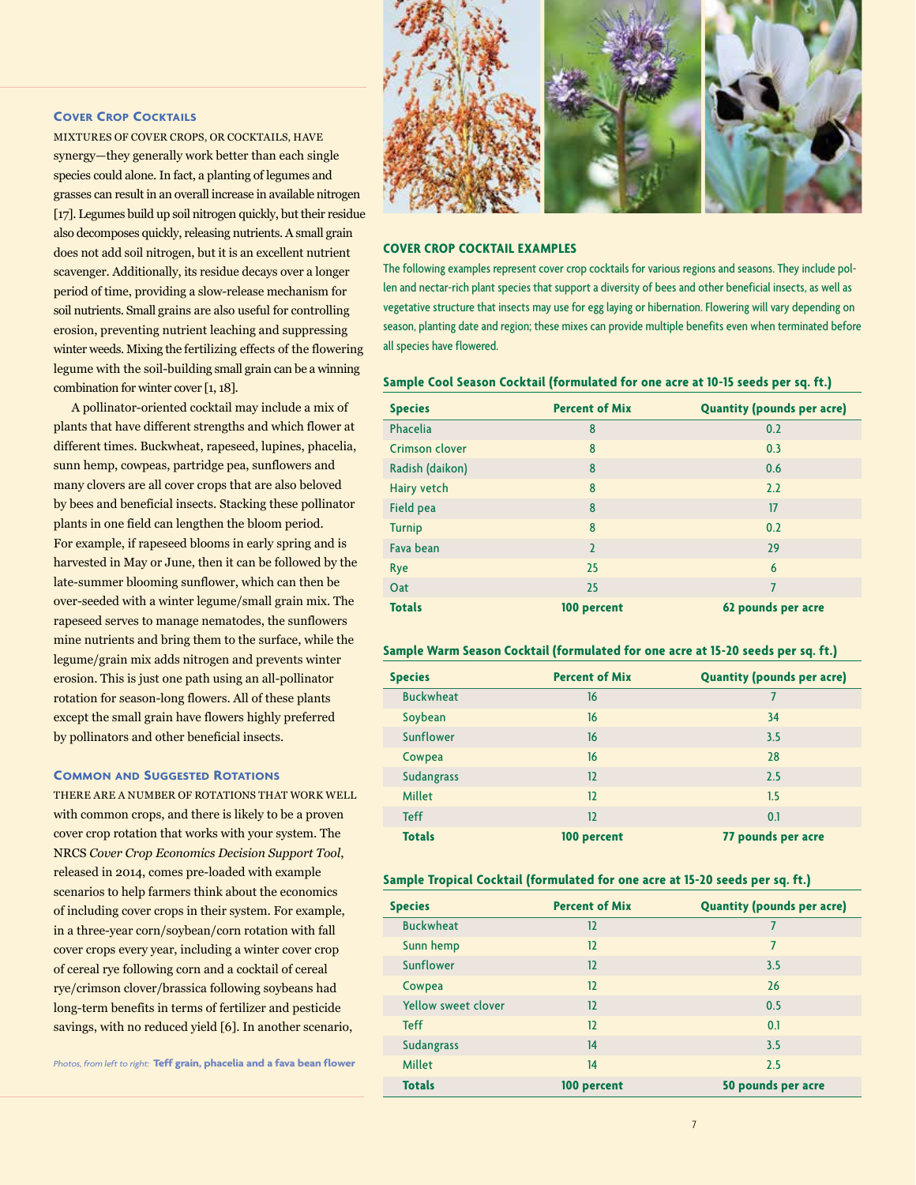### Cover Crop Cocktails

Mixtures of cover crops, or cocktails, have synergy—they generally work better than each single species could alone. In fact, a planting of legumes and grasses can result in an overall increase in available nitrogen [17]. Legumes build up soil nitrogen quickly, but their residue also decomposes quickly, releasing nutrients. A small grain does not add soil nitrogen, but it is an excellent nutrient scavenger. Additionally, its residue decays over a longer period of time, providing a slow-release mechanism for soil nutrients. Small grains are also useful for controlling erosion, preventing nutrient leaching and suppressing winter weeds. Mixing the fertilizing effects of the flowering legume with the soil-building small grain can be a winning combination for winter cover [1, 18].

A pollinator-oriented cocktail may include a mix of plants that have different strengths and which flower at different times. Buckwheat, rapeseed, lupines, phacelia, sunn hemp, cowpeas, partridge pea, sunflowers and many clovers are all cover crops that are also beloved by bees and beneficial insects. Stacking these pollinator plants in one field can lengthen the bloom period. For example, if rapeseed blooms in early spring and is harvested in May or June, then it can be followed by the late-summer blooming sunflower, which can then be over-seeded with a winter legume/small grain mix. The rapeseed serves to manage nematodes, the sunflowers mine nutrients and bring them to the surface, while the legume/grain mix adds nitrogen and prevents winter erosion. This is just one path using an all-pollinator rotation for season-long flowers. All of these plants except the small grain have flowers highly preferred by pollinators and other beneficial insects.

### Common and Suggested Rotations

There are a number of rotations that work well with common crops, and there is likely to be a proven cover crop rotation that works with your system. The NRCS *Cover Crop Economics Decision Support Tool*, released in 2014, comes pre-loaded with example scenarios to help farmers think about the economics of including cover crops in their system. For example, in a three-year corn/soybean/corn rotation with fall cover crops every year, including a winter cover crop of cereal rye following corn and a cocktail of cereal rye/crimson clover/brassica following soybeans had long-term benefits in terms of fertilizer and pesticide savings, with no reduced yield [6]. In another scenario,

*Photos, from left to right:* **Teff grain, phacelia and a fava bean flower**

### COVER CROP COCKTAIL EXAMPLES

The following examples represent cover crop cocktails for various regions and seasons. They include pollen and nectar-rich plant species that support a diversity of bees and other beneficial insects, as well as vegetative structure that insects may use for egg laying or hibernation. Flowering will vary depending on season, planting date and region; these mixes can provide multiple benefits even when terminated before all species have flowered.

**Sample Cool Season Cocktail (formulated for one acre at 10-15 seeds per sq. ft.)**

| Species | Percent of Mix | Quantity (pounds per acre) |
|---|---|---|
| Phacelia | 8 | 0.2 |
| Crimson clover | 8 | 0.3 |
| Radish (daikon) | 8 | 0.6 |
| Hairy vetch | 8 | 2.2 |
| Field pea | 8 | 17 |
| Turnip | 8 | 0.2 |
| Fava bean | 2 | 29 |
| Rye | 25 | 6 |
| Oat | 25 | 7 |
| **Totals** | **100 percent** | **62 pounds per acre** |

**Sample Warm Season Cocktail (formulated for one acre at 15-20 seeds per sq. ft.)**

| Species | Percent of Mix | Quantity (pounds per acre) |
|---|---|---|
| Buckwheat | 16 | 7 |
| Soybean | 16 | 34 |
| Sunflower | 16 | 3.5 |
| Cowpea | 16 | 28 |
| Sudangrass | 12 | 2.5 |
| Millet | 12 | 1.5 |
| Teff | 12 | 0.1 |
| **Totals** | **100 percent** | **77 pounds per acre** |

**Sample Tropical Cocktail (formulated for one acre at 15-20 seeds per sq. ft.)**

| Species | Percent of Mix | Quantity (pounds per acre) |
|---|---|---|
| Buckwheat | 12 | 7 |
| Sunn hemp | 12 | 7 |
| Sunflower | 12 | 3.5 |
| Cowpea | 12 | 26 |
| Yellow sweet clover | 12 | 0.5 |
| Teff | 12 | 0.1 |
| Sudangrass | 14 | 3.5 |
| Millet | 14 | 2.5 |
| **Totals** | **100 percent** | **50 pounds per acre** |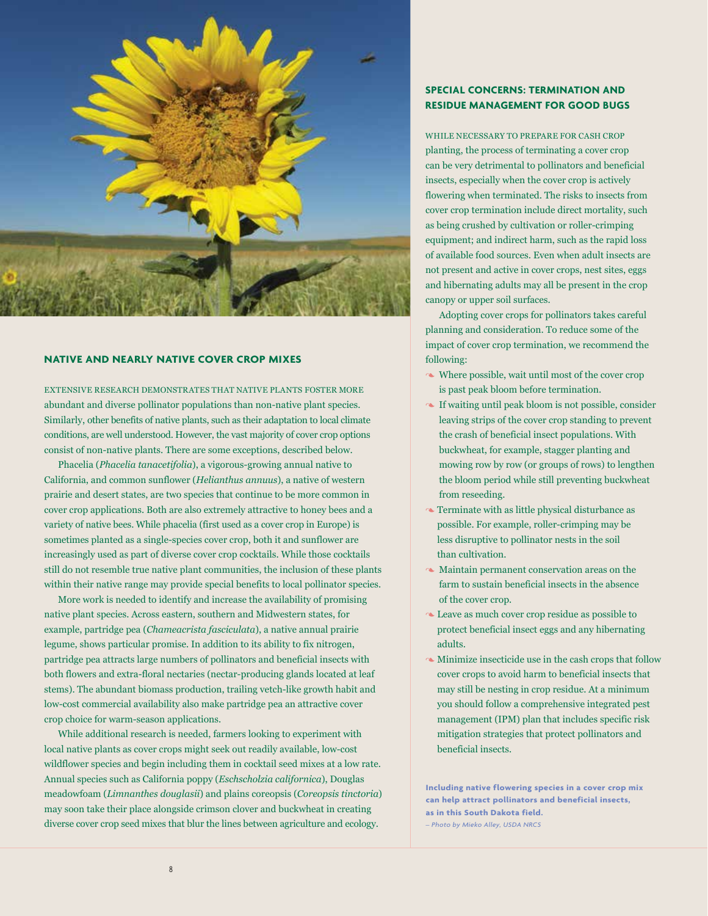## NATIVE AND NEARLY NATIVE COVER CROP MIXES

EXTENSIVE RESEARCH DEMONSTRATES THAT NATIVE PLANTS FOSTER MORE abundant and diverse pollinator populations than non-native plant species. Similarly, other benefits of native plants, such as their adaptation to local climate conditions, are well understood. However, the vast majority of cover crop options consist of non-native plants. There are some exceptions, described below.

Phacelia (*Phacelia tanacetifolia*), a vigorous-growing annual native to California, and common sunflower (*Helianthus annuus*), a native of western prairie and desert states, are two species that continue to be more common in cover crop applications. Both are also extremely attractive to honey bees and a variety of native bees. While phacelia (first used as a cover crop in Europe) is sometimes planted as a single-species cover crop, both it and sunflower are increasingly used as part of diverse cover crop cocktails. While those cocktails still do not resemble true native plant communities, the inclusion of these plants within their native range may provide special benefits to local pollinator species.

More work is needed to identify and increase the availability of promising native plant species. Across eastern, southern and Midwestern states, for example, partridge pea (*Chameacrista fasciculata*), a native annual prairie legume, shows particular promise. In addition to its ability to fix nitrogen, partridge pea attracts large numbers of pollinators and beneficial insects with both flowers and extra-floral nectaries (nectar-producing glands located at leaf stems). The abundant biomass production, trailing vetch-like growth habit and low-cost commercial availability also make partridge pea an attractive cover crop choice for warm-season applications.

While additional research is needed, farmers looking to experiment with local native plants as cover crops might seek out readily available, low-cost wildflower species and begin including them in cocktail seed mixes at a low rate. Annual species such as California poppy (*Eschscholzia californica*), Douglas meadowfoam (*Limnanthes douglasii*) and plains coreopsis (*Coreopsis tinctoria*) may soon take their place alongside crimson clover and buckwheat in creating diverse cover crop seed mixes that blur the lines between agriculture and ecology.

## SPECIAL CONCERNS: TERMINATION AND RESIDUE MANAGEMENT FOR GOOD BUGS

WHILE NECESSARY TO PREPARE FOR CASH CROP planting, the process of terminating a cover crop can be very detrimental to pollinators and beneficial insects, especially when the cover crop is actively flowering when terminated. The risks to insects from cover crop termination include direct mortality, such as being crushed by cultivation or roller-crimping equipment; and indirect harm, such as the rapid loss of available food sources. Even when adult insects are not present and active in cover crops, nest sites, eggs and hibernating adults may all be present in the crop canopy or upper soil surfaces.

Adopting cover crops for pollinators takes careful planning and consideration. To reduce some of the impact of cover crop termination, we recommend the following:

- Where possible, wait until most of the cover crop is past peak bloom before termination.
- If waiting until peak bloom is not possible, consider leaving strips of the cover crop standing to prevent the crash of beneficial insect populations. With buckwheat, for example, stagger planting and mowing row by row (or groups of rows) to lengthen the bloom period while still preventing buckwheat from reseeding.
- Terminate with as little physical disturbance as possible. For example, roller-crimping may be less disruptive to pollinator nests in the soil than cultivation.
- Maintain permanent conservation areas on the farm to sustain beneficial insects in the absence of the cover crop.
- Leave as much cover crop residue as possible to protect beneficial insect eggs and any hibernating adults.
- Minimize insecticide use in the cash crops that follow cover crops to avoid harm to beneficial insects that may still be nesting in crop residue. At a minimum you should follow a comprehensive integrated pest management (IPM) plan that includes specific risk mitigation strategies that protect pollinators and beneficial insects.

**Including native flowering species in a cover crop mix can help attract pollinators and beneficial insects, as in this South Dakota field.**
*– Photo by Mieko Alley, USDA NRCS*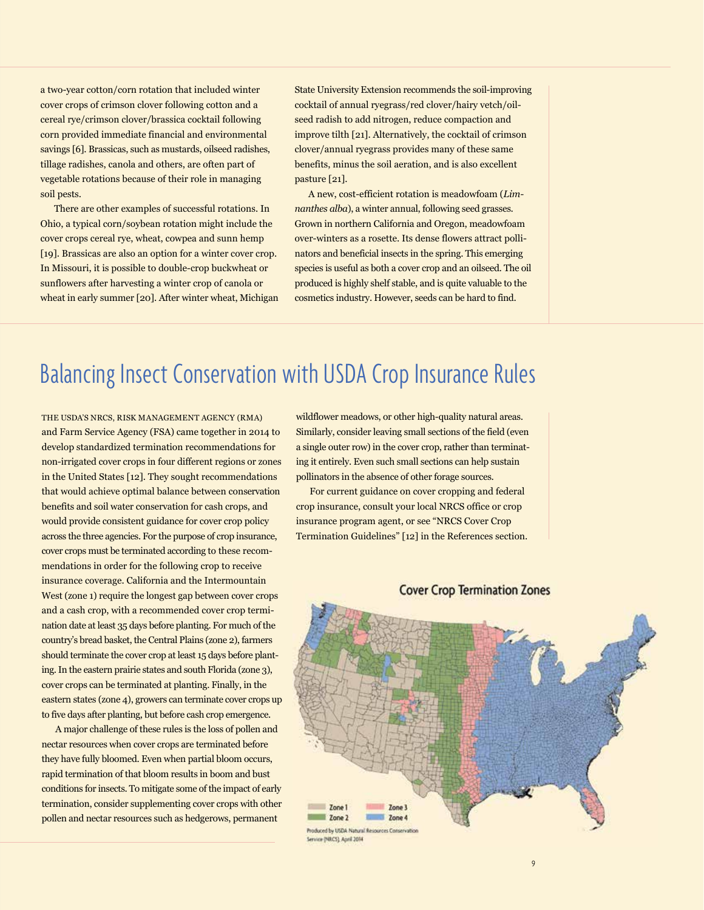a two-year cotton/corn rotation that included winter cover crops of crimson clover following cotton and a cereal rye/crimson clover/brassica cocktail following corn provided immediate financial and environmental savings [6]. Brassicas, such as mustards, oilseed radishes, tillage radishes, canola and others, are often part of vegetable rotations because of their role in managing soil pests.

There are other examples of successful rotations. In Ohio, a typical corn/soybean rotation might include the cover crops cereal rye, wheat, cowpea and sunn hemp [19]. Brassicas are also an option for a winter cover crop. In Missouri, it is possible to double-crop buckwheat or sunflowers after harvesting a winter crop of canola or wheat in early summer [20]. After winter wheat, Michigan State University Extension recommends the soil-improving cocktail of annual ryegrass/red clover/hairy vetch/oilseed radish to add nitrogen, reduce compaction and improve tilth [21]. Alternatively, the cocktail of crimson clover/annual ryegrass provides many of these same benefits, minus the soil aeration, and is also excellent pasture [21].

A new, cost-efficient rotation is meadowfoam (*Limnanthes alba*), a winter annual, following seed grasses. Grown in northern California and Oregon, meadowfoam over-winters as a rosette. Its dense flowers attract pollinators and beneficial insects in the spring. This emerging species is useful as both a cover crop and an oilseed. The oil produced is highly shelf stable, and is quite valuable to the cosmetics industry. However, seeds can be hard to find.

# Balancing Insect Conservation with USDA Crop Insurance Rules

THE USDA'S NRCS, RISK MANAGEMENT AGENCY (RMA) and Farm Service Agency (FSA) came together in 2014 to develop standardized termination recommendations for non-irrigated cover crops in four different regions or zones in the United States [12]. They sought recommendations that would achieve optimal balance between conservation benefits and soil water conservation for cash crops, and would provide consistent guidance for cover crop policy across the three agencies. For the purpose of crop insurance, cover crops must be terminated according to these recommendations in order for the following crop to receive insurance coverage. California and the Intermountain West (zone 1) require the longest gap between cover crops and a cash crop, with a recommended cover crop termination date at least 35 days before planting. For much of the country's bread basket, the Central Plains (zone 2), farmers should terminate the cover crop at least 15 days before planting. In the eastern prairie states and south Florida (zone 3), cover crops can be terminated at planting. Finally, in the eastern states (zone 4), growers can terminate cover crops up to five days after planting, but before cash crop emergence.

A major challenge of these rules is the loss of pollen and nectar resources when cover crops are terminated before they have fully bloomed. Even when partial bloom occurs, rapid termination of that bloom results in boom and bust conditions for insects. To mitigate some of the impact of early termination, consider supplementing cover crops with other pollen and nectar resources such as hedgerows, permanent wildflower meadows, or other high-quality natural areas. Similarly, consider leaving small sections of the field (even a single outer row) in the cover crop, rather than terminating it entirely. Even such small sections can help sustain pollinators in the absence of other forage sources.

For current guidance on cover cropping and federal crop insurance, consult your local NRCS office or crop insurance program agent, or see "NRCS Cover Crop Termination Guidelines" [12] in the References section.

**Cover Crop Termination Zones**

Zone 1, Zone 2, Zone 3, Zone 4

Produced by USDA Natural Resources Conservation Service (NRCS), April 2014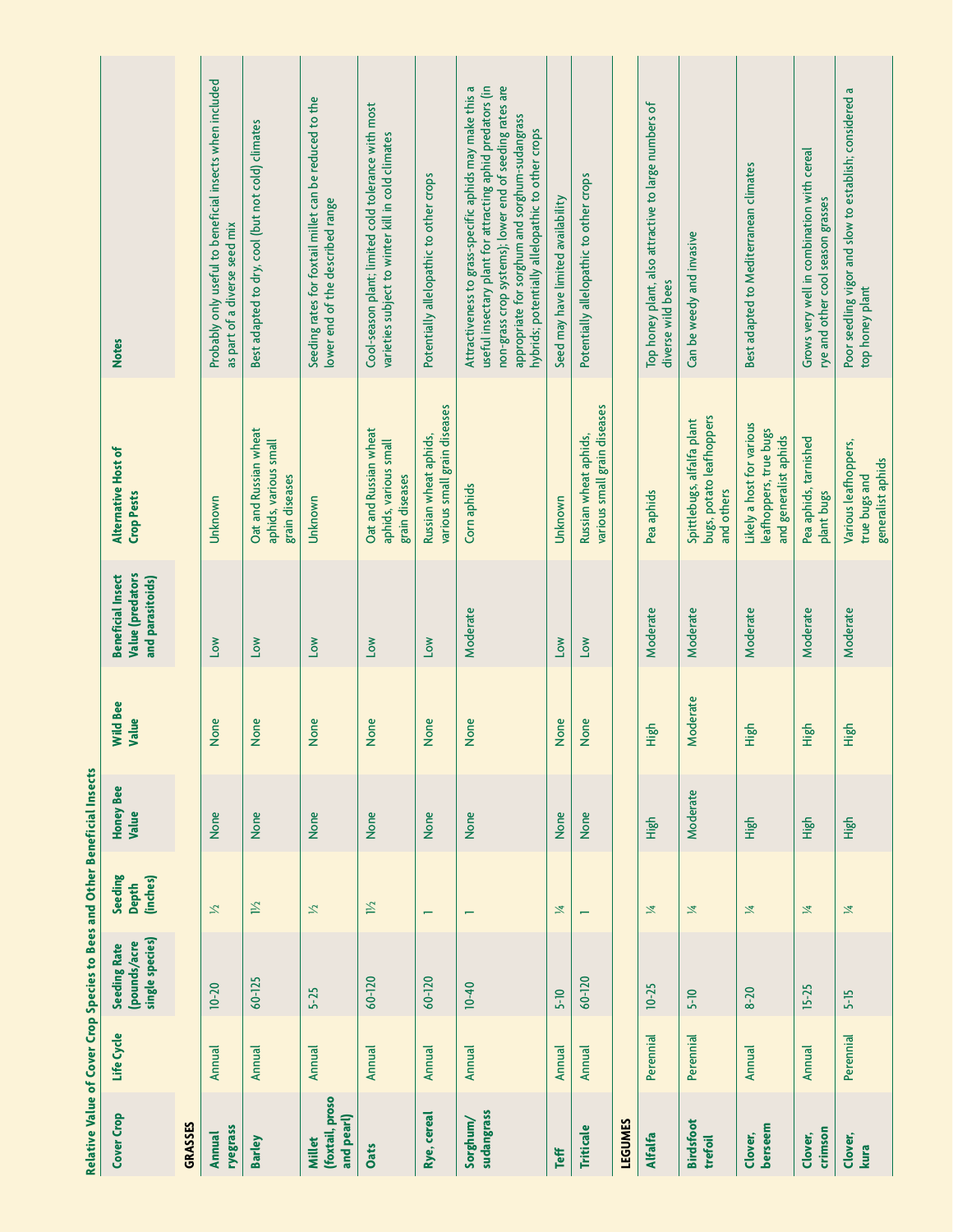## Relative Value of Cover Crop Species to Bees and Other Beneficial Insects

| Cover Crop | Life Cycle | Seeding Rate (pounds/acre single species) | Seeding Depth (inches) | Honey Bee Value | Wild Bee Value | Beneficial Insect Value (predators and parasitoids) | Alternative Host of Crop Pests | Notes |
|---|---|---|---|---|---|---|---|---|
| **GRASSES** | | | | | | | | |
| **Annual ryegrass** | Annual | 10-20 | ½ | None | None | Low | Unknown | Probably only useful to beneficial insects when included as part of a diverse seed mix |
| **Barley** | Annual | 60-125 | 1½ | None | None | Low | Oat and Russian wheat aphids, various small grain diseases | Best adapted to dry, cool (but not cold) climates |
| **Millet (foxtail, proso and pearl)** | Annual | 5-25 | ½ | None | None | Low | Unknown | Seeding rates for foxtail millet can be reduced to the lower end of the described range |
| **Oats** | Annual | 60-120 | 1½ | None | None | Low | Oat and Russian wheat aphids, various small grain diseases | Cool-season plant; limited cold tolerance with most varieties subject to winter kill in cold climates |
| **Rye, cereal** | Annual | 60-120 | 1 | None | None | Low | Russian wheat aphids, various small grain diseases | Potentially allelopathic to other crops |
| **Sorghum/ sudangrass** | Annual | 10-40 | 1 | None | None | Moderate | Corn aphids | Attractiveness to grass-specific aphids may make this a useful insectary plant for attracting aphid predators (in non-grass crop systems); lower end of seeding rates are appropriate for sorghum and sorghum-sudangrass hybrids; potentially allelopathic to other crops |
| **Teff** | Annual | 5-10 | ¼ | None | None | Low | Unknown | Seed may have limited availability |
| **Triticale** | Annual | 60-120 | 1 | None | None | Low | Russian wheat aphids, various small grain diseases | Potentially allelopathic to other crops |
| **LEGUMES** | | | | | | | | |
| **Alfalfa** | Perennial | 10-25 | ¼ | High | High | Moderate | Pea aphids | Top honey plant, also attractive to large numbers of diverse wild bees |
| **Birdsfoot trefoil** | Perennial | 5-10 | ¼ | Moderate | Moderate | Moderate | Spittlebugs, alfalfa plant bugs, potato leafhoppers and others | Can be weedy and invasive |
| **Clover, berseem** | Annual | 8-20 | ¼ | High | High | Moderate | Likely a host for various leafhoppers, true bugs and generalist aphids | Best adapted to Mediterranean climates |
| **Clover, crimson** | Annual | 15-25 | ¼ | High | High | Moderate | Pea aphids, tarnished plant bugs | Grows very well in combination with cereal rye and other cool season grasses |
| **Clover, kura** | Perennial | 5-15 | ¼ | High | High | Moderate | Various leafhoppers, true bugs and generalist aphids | Poor seedling vigor and slow to establish; considered a top honey plant |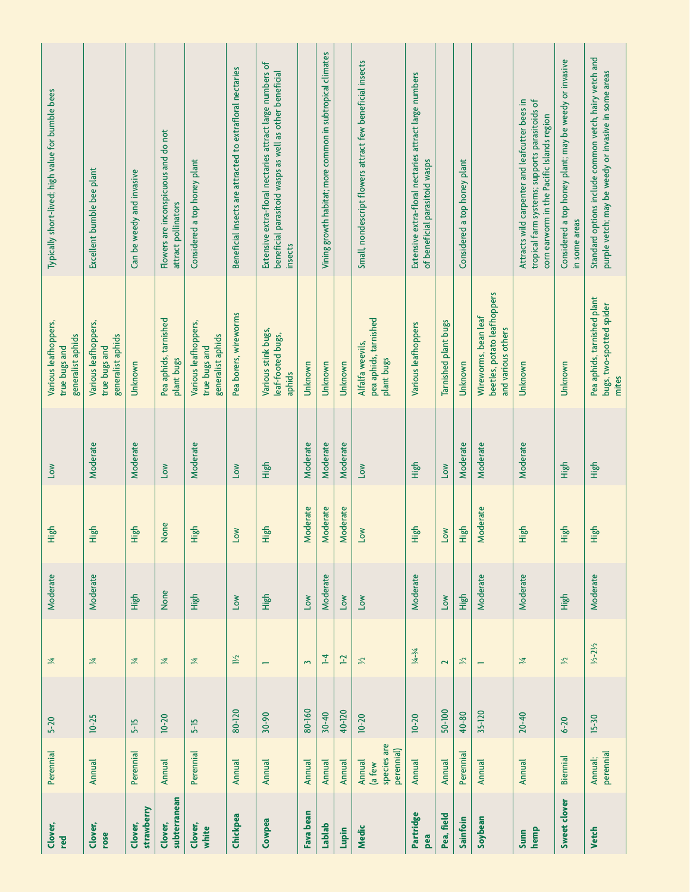| | | | | | | | | |
|---|---|---|---|---|---|---|---|---|
| **Clover, red** | Perennial | 5-20 | ¼ | Moderate | High | Low | Various leafhoppers, true bugs and generalist aphids | Typically short-lived; high value for bumble bees |
| **Clover, rose** | Annual | 10-25 | ¼ | Moderate | High | Moderate | Various leafhoppers, true bugs and generalist aphids | Excellent bumble bee plant |
| **Clover, strawberry** | Perennial | 5-15 | ¼ | High | High | Moderate | Unknown | Can be weedy and invasive |
| **Clover, subterranean** | Annual | 10-20 | ¼ | None | None | Low | Pea aphids, tarnished plant bugs | Flowers are inconspicuous and do not attract pollinators |
| **Clover, white** | Perennial | 5-15 | ¼ | High | High | Moderate | Various leafhoppers, true bugs and generalist aphids | Considered a top honey plant |
| **Chickpea** | Annual | 80-120 | 1½ | Low | Low | Low | Pea borers, wireworms | Beneficial insects are attracted to extrafloral nectaries |
| **Cowpea** | Annual | 30-90 | 1 | High | High | High | Various stink bugs, leaf-footed bugs, aphids | Extensive extra-floral nectaries attract large numbers of beneficial parasitoid wasps as well as other beneficial insects |
| **Fava bean** | Annual | 80-160 | 3 | Low | Moderate | Moderate | Unknown | |
| **Lablab** | Annual | 30-40 | 1-4 | Moderate | Moderate | Moderate | Unknown | Vining growth habitat; more common in subtropical climates |
| **Lupin** | Annual | 40-120 | 1-2 | Low | Moderate | Moderate | Unknown | |
| **Medic** | Annual (a few species are perennial) | 10-20 | ½ | Low | Low | Low | Alfalfa weevils, pea aphids, tarnished plant bugs | Small, nondescript flowers attract few beneficial insects |
| **Partridge pea** | Annual | 10-20 | ¼-¾ | Moderate | High | High | Various leafhoppers | Extensive extra-floral nectaries attract large numbers of beneficial parasitoid wasps |
| **Pea, field** | Annual | 50-100 | 2 | Low | Low | Low | Tarnished plant bugs | |
| **Sainfoin** | Perennial | 40-80 | ½ | High | High | Moderate | Unknown | Considered a top honey plant |
| **Soybean** | Annual | 35-120 | 1 | Moderate | Moderate | Moderate | Wireworms, bean leaf beetles, potato leafhoppers and various others | |
| **Sunn hemp** | Annual | 20-40 | ¾ | Moderate | High | Moderate | Unknown | Attracts wild carpenter and leafcutter bees in tropical farm systems; supports parasitoids of corn earworm in the Pacific Islands region |
| **Sweet clover** | Biennial | 6-20 | ½ | High | High | High | Unknown | Considered a top honey plant; may be weedy or invasive in some areas |
| **Vetch** | Annual; perennial | 15-30 | ½-2½ | Moderate | High | High | Pea aphids, tarnished plant bugs, two-spotted spider mites | Standard options include common vetch, hairy vetch and purple vetch; may be weedy or invasive in some areas |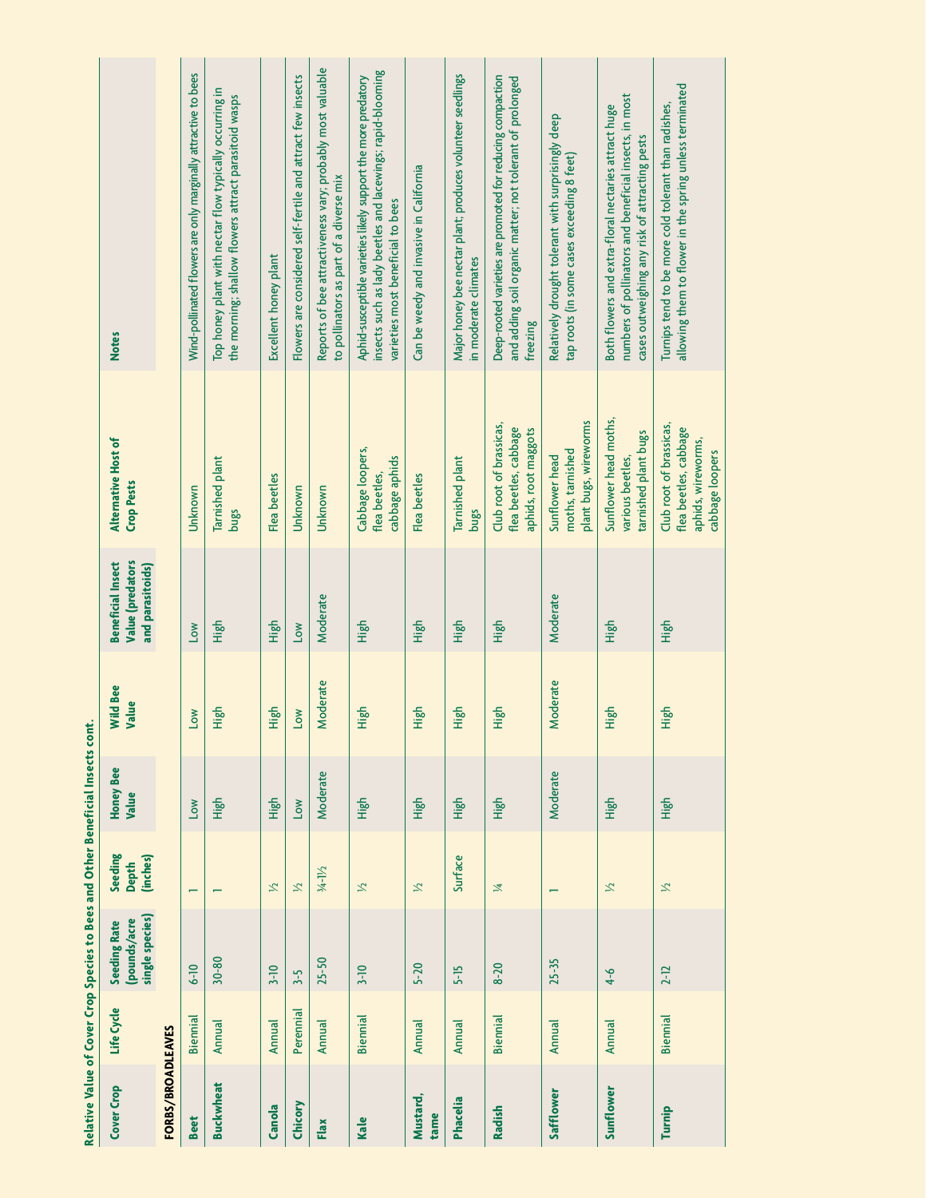**Relative Value of Cover Crop Species to Bees and Other Beneficial Insects cont.**

| Cover Crop | Life Cycle | Seeding Rate (pounds/acre single species) | Seeding Depth (inches) | Honey Bee Value | Wild Bee Value | Beneficial Insect Value (predators and parasitoids) | Alternative Host of Crop Pests | Notes |
|---|---|---|---|---|---|---|---|---|
| **FORBS/BROADLEAVES** | | | | | | | | |
| **Beet** | Biennial | 6-10 | 1 | Low | Low | Low | Unknown | Wind-pollinated flowers are only marginally attractive to bees |
| **Buckwheat** | Annual | 30-80 | 1 | High | High | High | Tarnished plant bugs | Top honey plant with nectar flow typically occurring in the morning; shallow flowers attract parasitoid wasps |
| **Canola** | Annual | 3-10 | ½ | High | High | High | Flea beetles | Excellent honey plant |
| **Chicory** | Perennial | 3-5 | ½ | Low | Low | Low | Unknown | Flowers are considered self-fertile and attract few insects |
| **Flax** | Annual | 25-50 | ¾-1½ | Moderate | Moderate | Moderate | Unknown | Reports of bee attractiveness vary; probably most valuable to pollinators as part of a diverse mix |
| **Kale** | Biennial | 3-10 | ½ | High | High | High | Cabbage loopers, flea beetles, cabbage aphids | Aphid-susceptible varieties likely support the more predatory insects such as lady beetles and lacewings; rapid-blooming varieties most beneficial to bees |
| **Mustard, tame** | Annual | 5-20 | ½ | High | High | High | Flea beetles | Can be weedy and invasive in California |
| **Phacelia** | Annual | 5-15 | Surface | High | High | High | Tarnished plant bugs | Major honey bee nectar plant; produces volunteer seedlings in moderate climates |
| **Radish** | Biennial | 8-20 | ¼ | High | High | High | Club root of brassicas, flea beetles, cabbage aphids, root maggots | Deep-rooted varieties are promoted for reducing compaction and adding soil organic matter; not tolerant of prolonged freezing |
| **Safflower** | Annual | 25-35 | 1 | Moderate | Moderate | Moderate | Sunflower head moths, tarnished plant bugs, wireworms | Relatively drought tolerant with surprisingly deep tap roots (in some cases exceeding 8 feet) |
| **Sunflower** | Annual | 4-6 | ½ | High | High | High | Sunflower head moths, various beetles, tarnished plant bugs | Both flowers and extra-floral nectaries attract huge numbers of pollinators and beneficial insects, in most cases outweighing any risk of attracting pests |
| **Turnip** | Biennial | 2-12 | ½ | High | High | High | Club root of brassicas, flea beetles, cabbage aphids, wireworms, cabbage loopers | Turnips tend to be more cold tolerant than radishes, allowing them to flower in the spring unless terminated |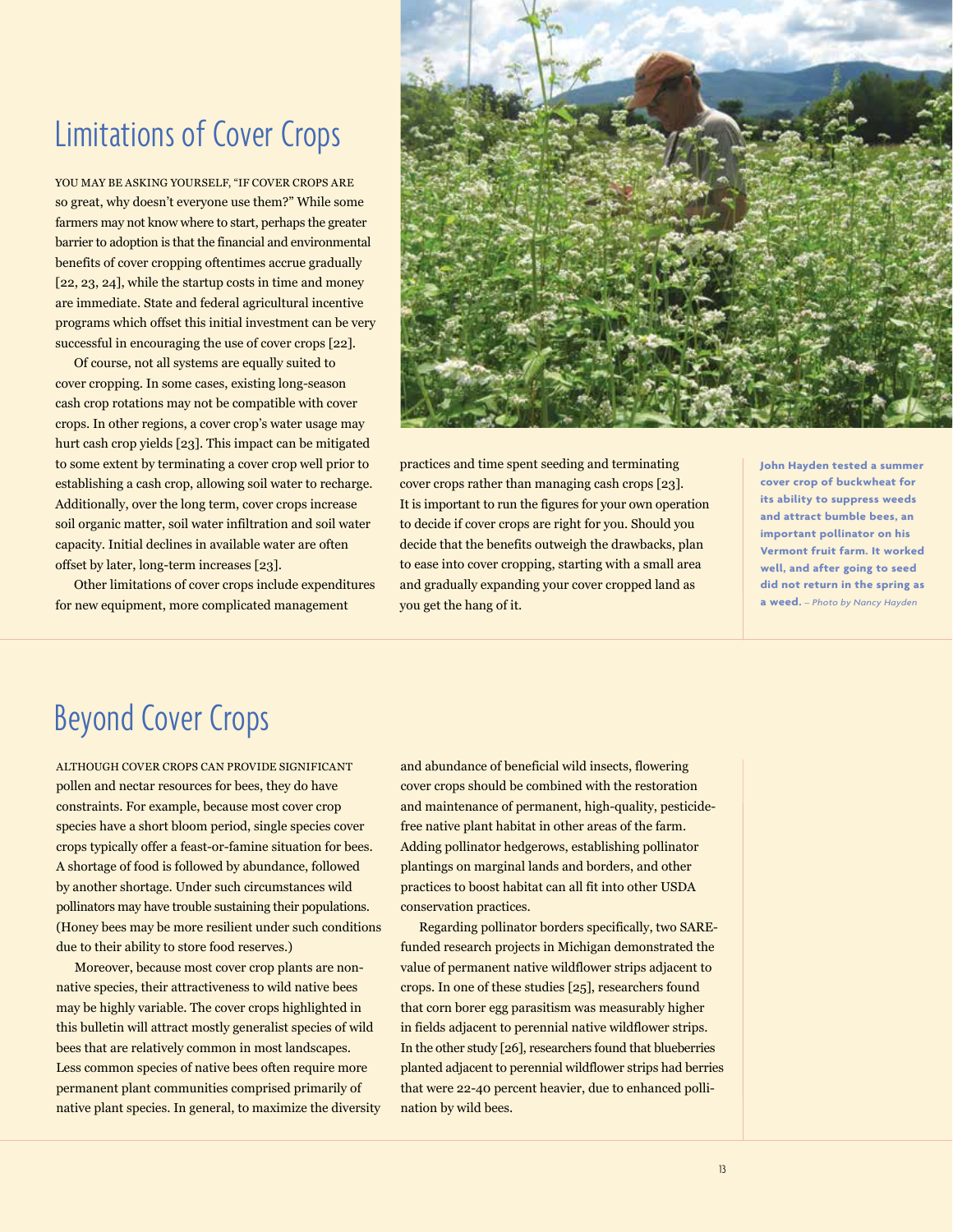## Limitations of Cover Crops

You may be asking yourself, "If cover crops are so great, why doesn't everyone use them?" While some farmers may not know where to start, perhaps the greater barrier to adoption is that the financial and environmental benefits of cover cropping oftentimes accrue gradually [22, 23, 24], while the startup costs in time and money are immediate. State and federal agricultural incentive programs which offset this initial investment can be very successful in encouraging the use of cover crops [22].

Of course, not all systems are equally suited to cover cropping. In some cases, existing long-season cash crop rotations may not be compatible with cover crops. In other regions, a cover crop's water usage may hurt cash crop yields [23]. This impact can be mitigated to some extent by terminating a cover crop well prior to establishing a cash crop, allowing soil water to recharge. Additionally, over the long term, cover crops increase soil organic matter, soil water infiltration and soil water capacity. Initial declines in available water are often offset by later, long-term increases [23].

Other limitations of cover crops include expenditures for new equipment, more complicated management practices and time spent seeding and terminating cover crops rather than managing cash crops [23]. It is important to run the figures for your own operation to decide if cover crops are right for you. Should you decide that the benefits outweigh the drawbacks, plan to ease into cover cropping, starting with a small area and gradually expanding your cover cropped land as you get the hang of it.

**John Hayden tested a summer cover crop of buckwheat for its ability to suppress weeds and attract bumble bees, an important pollinator on his Vermont fruit farm. It worked well, and after going to seed did not return in the spring as a weed.** *– Photo by Nancy Hayden*

## Beyond Cover Crops

Although cover crops can provide significant pollen and nectar resources for bees, they do have constraints. For example, because most cover crop species have a short bloom period, single species cover crops typically offer a feast-or-famine situation for bees. A shortage of food is followed by abundance, followed by another shortage. Under such circumstances wild pollinators may have trouble sustaining their populations. (Honey bees may be more resilient under such conditions due to their ability to store food reserves.)

Moreover, because most cover crop plants are non-native species, their attractiveness to wild native bees may be highly variable. The cover crops highlighted in this bulletin will attract mostly generalist species of wild bees that are relatively common in most landscapes. Less common species of native bees often require more permanent plant communities comprised primarily of native plant species. In general, to maximize the diversity and abundance of beneficial wild insects, flowering cover crops should be combined with the restoration and maintenance of permanent, high-quality, pesticide-free native plant habitat in other areas of the farm. Adding pollinator hedgerows, establishing pollinator plantings on marginal lands and borders, and other practices to boost habitat can all fit into other USDA conservation practices.

Regarding pollinator borders specifically, two SARE-funded research projects in Michigan demonstrated the value of permanent native wildflower strips adjacent to crops. In one of these studies [25], researchers found that corn borer egg parasitism was measurably higher in fields adjacent to perennial native wildflower strips. In the other study [26], researchers found that blueberries planted adjacent to perennial wildflower strips had berries that were 22-40 percent heavier, due to enhanced pollination by wild bees.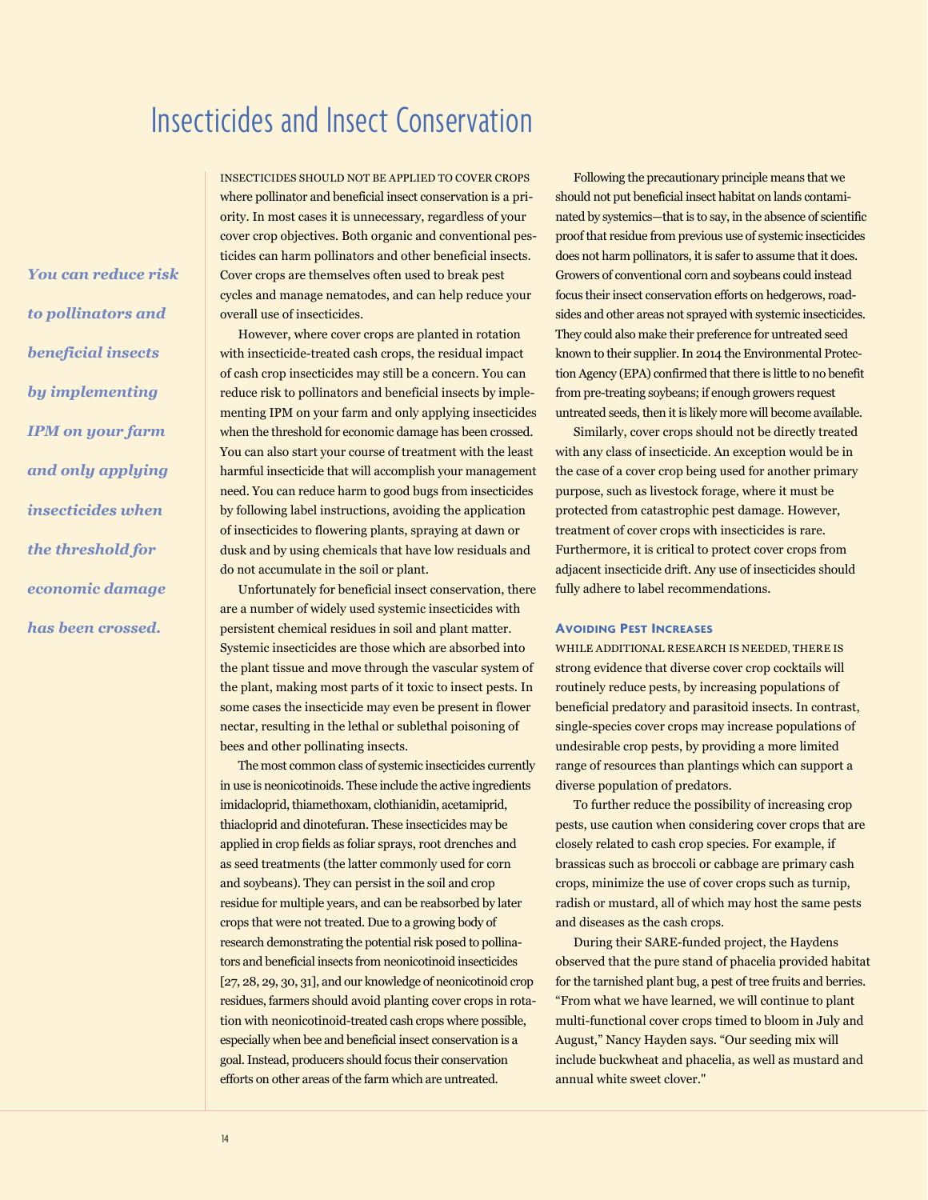# Insecticides and Insect Conservation

*You can reduce risk to pollinators and beneficial insects by implementing IPM on your farm and only applying insecticides when the threshold for economic damage has been crossed.*

INSECTICIDES SHOULD NOT BE APPLIED TO COVER CROPS where pollinator and beneficial insect conservation is a priority. In most cases it is unnecessary, regardless of your cover crop objectives. Both organic and conventional pesticides can harm pollinators and other beneficial insects. Cover crops are themselves often used to break pest cycles and manage nematodes, and can help reduce your overall use of insecticides.

However, where cover crops are planted in rotation with insecticide-treated cash crops, the residual impact of cash crop insecticides may still be a concern. You can reduce risk to pollinators and beneficial insects by implementing IPM on your farm and only applying insecticides when the threshold for economic damage has been crossed. You can also start your course of treatment with the least harmful insecticide that will accomplish your management need. You can reduce harm to good bugs from insecticides by following label instructions, avoiding the application of insecticides to flowering plants, spraying at dawn or dusk and by using chemicals that have low residuals and do not accumulate in the soil or plant.

Unfortunately for beneficial insect conservation, there are a number of widely used systemic insecticides with persistent chemical residues in soil and plant matter. Systemic insecticides are those which are absorbed into the plant tissue and move through the vascular system of the plant, making most parts of it toxic to insect pests. In some cases the insecticide may even be present in flower nectar, resulting in the lethal or sublethal poisoning of bees and other pollinating insects.

The most common class of systemic insecticides currently in use is neonicotinoids. These include the active ingredients imidacloprid, thiamethoxam, clothianidin, acetamiprid, thiacloprid and dinotefuran. These insecticides may be applied in crop fields as foliar sprays, root drenches and as seed treatments (the latter commonly used for corn and soybeans). They can persist in the soil and crop residue for multiple years, and can be reabsorbed by later crops that were not treated. Due to a growing body of research demonstrating the potential risk posed to pollinators and beneficial insects from neonicotinoid insecticides [27, 28, 29, 30, 31], and our knowledge of neonicotinoid crop residues, farmers should avoid planting cover crops in rotation with neonicotinoid-treated cash crops where possible, especially when bee and beneficial insect conservation is a goal. Instead, producers should focus their conservation efforts on other areas of the farm which are untreated.

Following the precautionary principle means that we should not put beneficial insect habitat on lands contaminated by systemics—that is to say, in the absence of scientific proof that residue from previous use of systemic insecticides does not harm pollinators, it is safer to assume that it does. Growers of conventional corn and soybeans could instead focus their insect conservation efforts on hedgerows, roadsides and other areas not sprayed with systemic insecticides. They could also make their preference for untreated seed known to their supplier. In 2014 the Environmental Protection Agency (EPA) confirmed that there is little to no benefit from pre-treating soybeans; if enough growers request untreated seeds, then it is likely more will become available.

Similarly, cover crops should not be directly treated with any class of insecticide. An exception would be in the case of a cover crop being used for another primary purpose, such as livestock forage, where it must be protected from catastrophic pest damage. However, treatment of cover crops with insecticides is rare. Furthermore, it is critical to protect cover crops from adjacent insecticide drift. Any use of insecticides should fully adhere to label recommendations.

### Avoiding Pest Increases

WHILE ADDITIONAL RESEARCH IS NEEDED, THERE IS strong evidence that diverse cover crop cocktails will routinely reduce pests, by increasing populations of beneficial predatory and parasitoid insects. In contrast, single-species cover crops may increase populations of undesirable crop pests, by providing a more limited range of resources than plantings which can support a diverse population of predators.

To further reduce the possibility of increasing crop pests, use caution when considering cover crops that are closely related to cash crop species. For example, if brassicas such as broccoli or cabbage are primary cash crops, minimize the use of cover crops such as turnip, radish or mustard, all of which may host the same pests and diseases as the cash crops.

During their SARE-funded project, the Haydens observed that the pure stand of phacelia provided habitat for the tarnished plant bug, a pest of tree fruits and berries. "From what we have learned, we will continue to plant multi-functional cover crops timed to bloom in July and August," Nancy Hayden says. "Our seeding mix will include buckwheat and phacelia, as well as mustard and annual white sweet clover."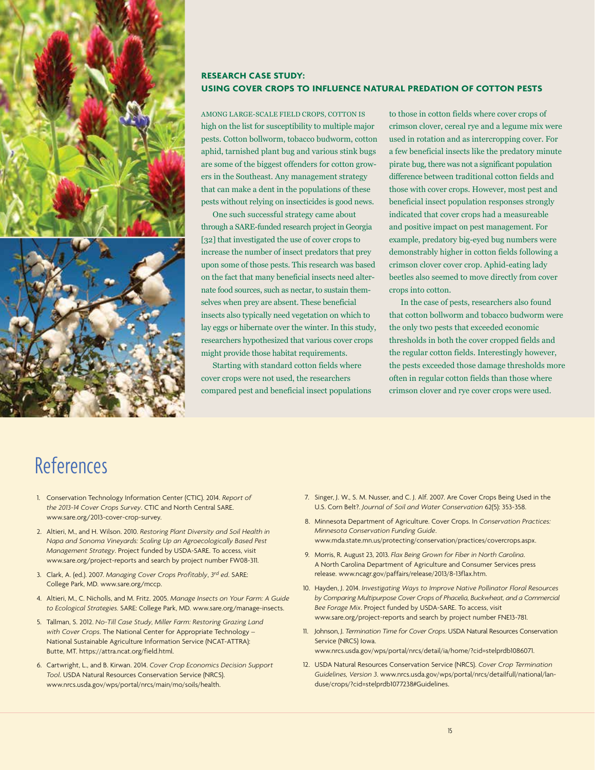## RESEARCH CASE STUDY: USING COVER CROPS TO INFLUENCE NATURAL PREDATION OF COTTON PESTS

AMONG LARGE-SCALE FIELD CROPS, COTTON IS high on the list for susceptibility to multiple major pests. Cotton bollworm, tobacco budworm, cotton aphid, tarnished plant bug and various stink bugs are some of the biggest offenders for cotton growers in the Southeast. Any management strategy that can make a dent in the populations of these pests without relying on insecticides is good news.

One such successful strategy came about through a SARE-funded research project in Georgia [32] that investigated the use of cover crops to increase the number of insect predators that prey upon some of those pests. This research was based on the fact that many beneficial insects need alternate food sources, such as nectar, to sustain themselves when prey are absent. These beneficial insects also typically need vegetation on which to lay eggs or hibernate over the winter. In this study, researchers hypothesized that various cover crops might provide those habitat requirements.

Starting with standard cotton fields where cover crops were not used, the researchers compared pest and beneficial insect populations to those in cotton fields where cover crops of crimson clover, cereal rye and a legume mix were used in rotation and as intercropping cover. For a few beneficial insects like the predatory minute pirate bug, there was not a significant population difference between traditional cotton fields and those with cover crops. However, most pest and beneficial insect population responses strongly indicated that cover crops had a measureable and positive impact on pest management. For example, predatory big-eyed bug numbers were demonstrably higher in cotton fields following a crimson clover cover crop. Aphid-eating lady beetles also seemed to move directly from cover crops into cotton.

In the case of pests, researchers also found that cotton bollworm and tobacco budworm were the only two pests that exceeded economic thresholds in both the cover cropped fields and the regular cotton fields. Interestingly however, the pests exceeded those damage thresholds more often in regular cotton fields than those where crimson clover and rye cover crops were used.

# References

1. Conservation Technology Information Center (CTIC). 2014. *Report of the 2013-14 Cover Crops Survey*. CTIC and North Central SARE. www.sare.org/2013-cover-crop-survey.
2. Altieri, M., and H. Wilson. 2010. *Restoring Plant Diversity and Soil Health in Napa and Sonoma Vineyards: Scaling Up an Agroecologically Based Pest Management Strategy*. Project funded by USDA-SARE. To access, visit www.sare.org/project-reports and search by project number FW08-311.
3. Clark, A. (ed.). 2007. *Managing Cover Crops Profitably*, *3rd ed*. SARE: College Park, MD. www.sare.org/mccp.
4. Altieri, M., C. Nicholls, and M. Fritz. 2005. *Manage Insects on Your Farm: A Guide to Ecological Strategies.* SARE: College Park, MD. www.sare.org/manage-insects.
5. Tallman, S. 2012. *No-Till Case Study, Miller Farm: Restoring Grazing Land with Cover Crops*. The National Center for Appropriate Technology – National Sustainable Agriculture Information Service (NCAT-ATTRA): Butte, MT. https://attra.ncat.org/field.html.
6. Cartwright, L., and B. Kirwan. 2014. *Cover Crop Economics Decision Support Tool*. USDA Natural Resources Conservation Service (NRCS). www.nrcs.usda.gov/wps/portal/nrcs/main/mo/soils/health.
7. Singer, J. W., S. M. Nusser, and C. J. Alf. 2007. Are Cover Crops Being Used in the U.S. Corn Belt?. *Journal of Soil and Water Conservation* 62(5): 353-358.
8. Minnesota Department of Agriculture. Cover Crops. In *Conservation Practices: Minnesota Conservation Funding Guide*. www.mda.state.mn.us/protecting/conservation/practices/covercrops.aspx.
9. Morris, R. August 23, 2013. *Flax Being Grown for Fiber in North Carolina*. A North Carolina Department of Agriculture and Consumer Services press release. www.ncagr.gov/paffairs/release/2013/8-13flax.htm.
10. Hayden, J. 2014. *Investigating Ways to Improve Native Pollinator Floral Resources by Comparing Multipurpose Cover Crops of Phacelia, Buckwheat, and a Commercial Bee Forage Mix*. Project funded by USDA-SARE. To access, visit www.sare.org/project-reports and search by project number FNE13-781.
11. Johnson, J. *Termination Time for Cover Crops*. USDA Natural Resources Conservation Service (NRCS) Iowa. www.nrcs.usda.gov/wps/portal/nrcs/detail/ia/home/?cid=stelprdb1086071.
12. USDA Natural Resources Conservation Service (NRCS). *Cover Crop Termination Guidelines, Version 3*. www.nrcs.usda.gov/wps/portal/nrcs/detailfull/national/landuse/crops/?cid=stelprdb1077238#Guidelines.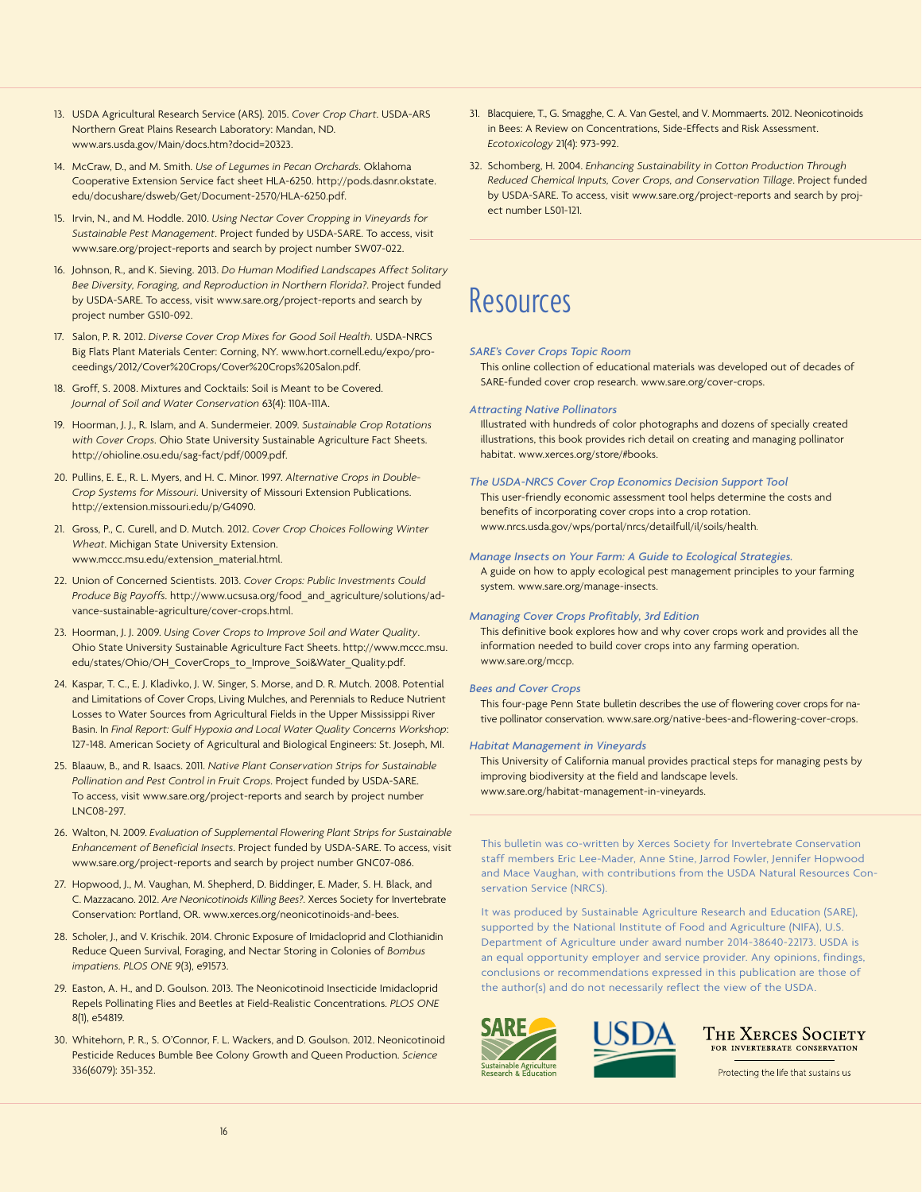13. USDA Agricultural Research Service (ARS). 2015. *Cover Crop Chart*. USDA-ARS Northern Great Plains Research Laboratory: Mandan, ND. www.ars.usda.gov/Main/docs.htm?docid=20323.

14. McCraw, D., and M. Smith. *Use of Legumes in Pecan Orchards*. Oklahoma Cooperative Extension Service fact sheet HLA-6250. http://pods.dasnr.okstate.edu/docushare/dsweb/Get/Document-2570/HLA-6250.pdf.

15. Irvin, N., and M. Hoddle. 2010. *Using Nectar Cover Cropping in Vineyards for Sustainable Pest Management*. Project funded by USDA-SARE. To access, visit www.sare.org/project-reports and search by project number SW07-022.

16. Johnson, R., and K. Sieving. 2013. *Do Human Modified Landscapes Affect Solitary Bee Diversity, Foraging, and Reproduction in Northern Florida?*. Project funded by USDA-SARE. To access, visit www.sare.org/project-reports and search by project number GS10-092.

17. Salon, P. R. 2012. *Diverse Cover Crop Mixes for Good Soil Health*. USDA-NRCS Big Flats Plant Materials Center: Corning, NY. www.hort.cornell.edu/expo/proceedings/2012/Cover%20Crops/Cover%20Crops%20Salon.pdf.

18. Groff, S. 2008. Mixtures and Cocktails: Soil is Meant to be Covered. *Journal of Soil and Water Conservation* 63(4): 110A-111A.

19. Hoorman, J. J., R. Islam, and A. Sundermeier. 2009. *Sustainable Crop Rotations with Cover Crops*. Ohio State University Sustainable Agriculture Fact Sheets. http://ohioline.osu.edu/sag-fact/pdf/0009.pdf.

20. Pullins, E. E., R. L. Myers, and H. C. Minor. 1997. *Alternative Crops in Double-Crop Systems for Missouri*. University of Missouri Extension Publications. http://extension.missouri.edu/p/G4090.

21. Gross, P., C. Curell, and D. Mutch. 2012. *Cover Crop Choices Following Winter Wheat*. Michigan State University Extension. www.mccc.msu.edu/extension_material.html.

22. Union of Concerned Scientists. 2013. *Cover Crops: Public Investments Could Produce Big Payoffs*. http://www.ucsusa.org/food_and_agriculture/solutions/advance-sustainable-agriculture/cover-crops.html.

23. Hoorman, J. J. 2009. *Using Cover Crops to Improve Soil and Water Quality*. Ohio State University Sustainable Agriculture Fact Sheets. http://www.mccc.msu.edu/states/Ohio/OH_CoverCrops_to_Improve_Soi&Water_Quality.pdf.

24. Kaspar, T. C., E. J. Kladivko, J. W. Singer, S. Morse, and D. R. Mutch. 2008. Potential and Limitations of Cover Crops, Living Mulches, and Perennials to Reduce Nutrient Losses to Water Sources from Agricultural Fields in the Upper Mississippi River Basin. In *Final Report: Gulf Hypoxia and Local Water Quality Concerns Workshop*: 127-148. American Society of Agricultural and Biological Engineers: St. Joseph, MI.

25. Blaauw, B., and R. Isaacs. 2011. *Native Plant Conservation Strips for Sustainable Pollination and Pest Control in Fruit Crops*. Project funded by USDA-SARE. To access, visit www.sare.org/project-reports and search by project number LNC08-297.

26. Walton, N. 2009. *Evaluation of Supplemental Flowering Plant Strips for Sustainable Enhancement of Beneficial Insects*. Project funded by USDA-SARE. To access, visit www.sare.org/project-reports and search by project number GNC07-086.

27. Hopwood, J., M. Vaughan, M. Shepherd, D. Biddinger, E. Mader, S. H. Black, and C. Mazzacano. 2012. *Are Neonicotinoids Killing Bees?*. Xerces Society for Invertebrate Conservation: Portland, OR. www.xerces.org/neonicotinoids-and-bees.

28. Scholer, J., and V. Krischik. 2014. Chronic Exposure of Imidacloprid and Clothianidin Reduce Queen Survival, Foraging, and Nectar Storing in Colonies of *Bombus impatiens*. *PLOS ONE* 9(3), e91573.

29. Easton, A. H., and D. Goulson. 2013. The Neonicotinoid Insecticide Imidacloprid Repels Pollinating Flies and Beetles at Field-Realistic Concentrations. *PLOS ONE* 8(1), e54819.

30. Whitehorn, P. R., S. O'Connor, F. L. Wackers, and D. Goulson. 2012. Neonicotinoid Pesticide Reduces Bumble Bee Colony Growth and Queen Production. *Science* 336(6079): 351-352.

31. Blacquiere, T., G. Smagghe, C. A. Van Gestel, and V. Mommaerts. 2012. Neonicotinoids in Bees: A Review on Concentrations, Side-Effects and Risk Assessment. *Ecotoxicology* 21(4): 973-992.

32. Schomberg, H. 2004. *Enhancing Sustainability in Cotton Production Through Reduced Chemical Inputs, Cover Crops, and Conservation Tillage*. Project funded by USDA-SARE. To access, visit www.sare.org/project-reports and search by project number LS01-121.

# Resources

*SARE's Cover Crops Topic Room*

This online collection of educational materials was developed out of decades of SARE-funded cover crop research. www.sare.org/cover-crops.

*Attracting Native Pollinators*

Illustrated with hundreds of color photographs and dozens of specially created illustrations, this book provides rich detail on creating and managing pollinator habitat. www.xerces.org/store/#books.

*The USDA-NRCS Cover Crop Economics Decision Support Tool*

This user-friendly economic assessment tool helps determine the costs and benefits of incorporating cover crops into a crop rotation. www.nrcs.usda.gov/wps/portal/nrcs/detailfull/il/soils/health.

*Manage Insects on Your Farm: A Guide to Ecological Strategies.*

A guide on how to apply ecological pest management principles to your farming system. www.sare.org/manage-insects.

*Managing Cover Crops Profitably, 3rd Edition*

This definitive book explores how and why cover crops work and provides all the information needed to build cover crops into any farming operation. www.sare.org/mccp.

*Bees and Cover Crops*

This four-page Penn State bulletin describes the use of flowering cover crops for native pollinator conservation. www.sare.org/native-bees-and-flowering-cover-crops.

*Habitat Management in Vineyards*

This University of California manual provides practical steps for managing pests by improving biodiversity at the field and landscape levels. www.sare.org/habitat-management-in-vineyards.

This bulletin was co-written by Xerces Society for Invertebrate Conservation staff members Eric Lee-Mader, Anne Stine, Jarrod Fowler, Jennifer Hopwood and Mace Vaughan, with contributions from the USDA Natural Resources Conservation Service (NRCS).

It was produced by Sustainable Agriculture Research and Education (SARE), supported by the National Institute of Food and Agriculture (NIFA), U.S. Department of Agriculture under award number 2014-38640-22173. USDA is an equal opportunity employer and service provider. Any opinions, findings, conclusions or recommendations expressed in this publication are those of the author(s) and do not necessarily reflect the view of the USDA.

SARE Sustainable Agriculture Research & Education

USDA

The Xerces Society for Invertebrate Conservation
Protecting the life that sustains us